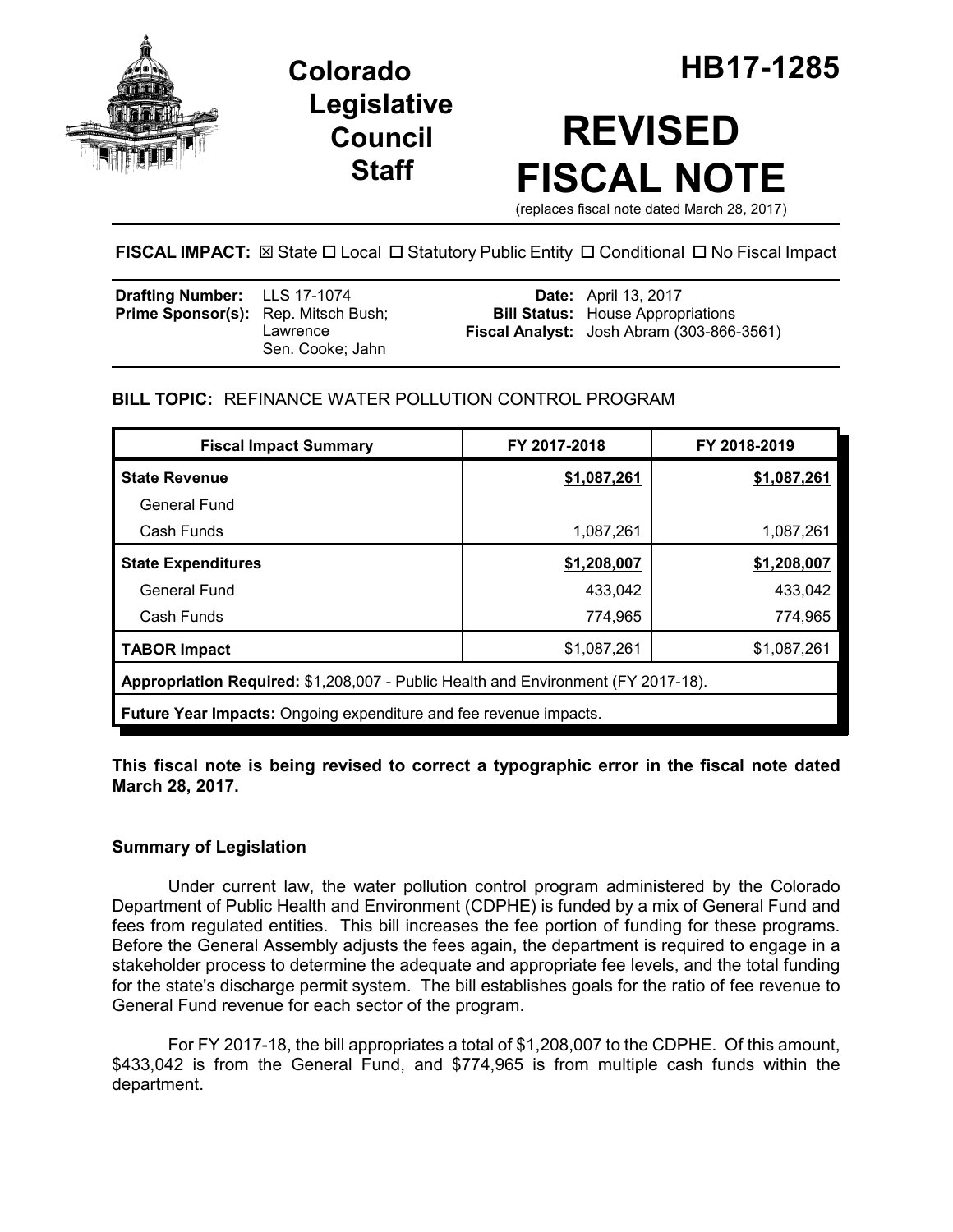# Colorado Legislative Council Staff

# HB17-1285

# REVISED FISCAL NOTE

(replaces fiscal note dated March 28, 2017)

**FISCAL IMPACT:** ☒ State ☐ Local ☐ Statutory Public Entity ☐ Conditional ☐ No Fiscal Impact

| | | | |
|---|---|---|---|
| **Drafting Number:** | LLS 17-1074 | **Date:** | April 13, 2017 |
| **Prime Sponsor(s):** | Rep. Mitsch Bush; Lawrence<br>Sen. Cooke; Jahn | **Bill Status:** | House Appropriations |
| | | **Fiscal Analyst:** | Josh Abram (303-866-3561) |

**BILL TOPIC:** REFINANCE WATER POLLUTION CONTROL PROGRAM

| Fiscal Impact Summary | FY 2017-2018 | FY 2018-2019 |
|---|---|---|
| **State Revenue** | **$1,087,261** | **$1,087,261** |
| General Fund | | |
| Cash Funds | 1,087,261 | 1,087,261 |
| **State Expenditures** | **$1,208,007** | **$1,208,007** |
| General Fund | 433,042 | 433,042 |
| Cash Funds | 774,965 | 774,965 |
| **TABOR Impact** | $1,087,261 | $1,087,261 |
| **Appropriation Required:** $1,208,007 - Public Health and Environment (FY 2017-18). | | |
| **Future Year Impacts:** Ongoing expenditure and fee revenue impacts. | | |

**This fiscal note is being revised to correct a typographic error in the fiscal note dated March 28, 2017.**

### Summary of Legislation

Under current law, the water pollution control program administered by the Colorado Department of Public Health and Environment (CDPHE) is funded by a mix of General Fund and fees from regulated entities. This bill increases the fee portion of funding for these programs. Before the General Assembly adjusts the fees again, the department is required to engage in a stakeholder process to determine the adequate and appropriate fee levels, and the total funding for the state's discharge permit system. The bill establishes goals for the ratio of fee revenue to General Fund revenue for each sector of the program.

For FY 2017-18, the bill appropriates a total of $1,208,007 to the CDPHE. Of this amount, $433,042 is from the General Fund, and $774,965 is from multiple cash funds within the department.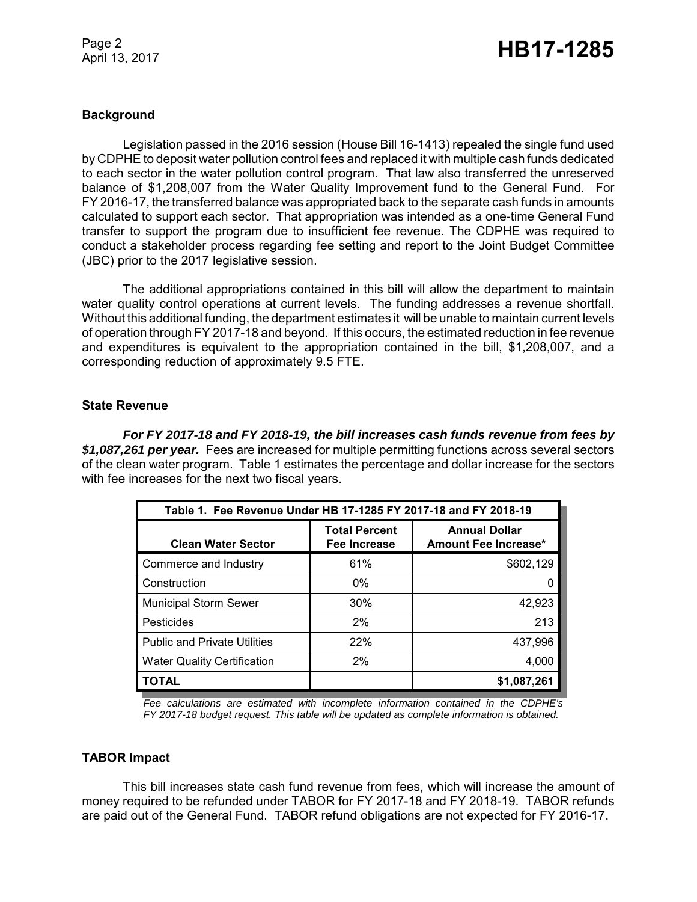## Background

Legislation passed in the 2016 session (House Bill 16-1413) repealed the single fund used by CDPHE to deposit water pollution control fees and replaced it with multiple cash funds dedicated to each sector in the water pollution control program. That law also transferred the unreserved balance of $1,208,007 from the Water Quality Improvement fund to the General Fund. For FY 2016-17, the transferred balance was appropriated back to the separate cash funds in amounts calculated to support each sector. That appropriation was intended as a one-time General Fund transfer to support the program due to insufficient fee revenue. The CDPHE was required to conduct a stakeholder process regarding fee setting and report to the Joint Budget Committee (JBC) prior to the 2017 legislative session.

The additional appropriations contained in this bill will allow the department to maintain water quality control operations at current levels. The funding addresses a revenue shortfall. Without this additional funding, the department estimates it will be unable to maintain current levels of operation through FY 2017-18 and beyond. If this occurs, the estimated reduction in fee revenue and expenditures is equivalent to the appropriation contained in the bill, $1,208,007, and a corresponding reduction of approximately 9.5 FTE.

## State Revenue

***For FY 2017-18 and FY 2018-19, the bill increases cash funds revenue from fees by $1,087,261 per year.*** Fees are increased for multiple permitting functions across several sectors of the clean water program. Table 1 estimates the percentage and dollar increase for the sectors with fee increases for the next two fiscal years.

| Table 1. Fee Revenue Under HB 17-1285 FY 2017-18 and FY 2018-19 | | |
|---|---|---|
| **Clean Water Sector** | **Total Percent Fee Increase** | **Annual Dollar Amount Fee Increase*** |
| Commerce and Industry | 61% | $602,129 |
| Construction | 0% | 0 |
| Municipal Storm Sewer | 30% | 42,923 |
| Pesticides | 2% | 213 |
| Public and Private Utilities | 22% | 437,996 |
| Water Quality Certification | 2% | 4,000 |
| **TOTAL** | | **$1,087,261** |

*Fee calculations are estimated with incomplete information contained in the CDPHE's FY 2017-18 budget request. This table will be updated as complete information is obtained.*

## TABOR Impact

This bill increases state cash fund revenue from fees, which will increase the amount of money required to be refunded under TABOR for FY 2017-18 and FY 2018-19. TABOR refunds are paid out of the General Fund. TABOR refund obligations are not expected for FY 2016-17.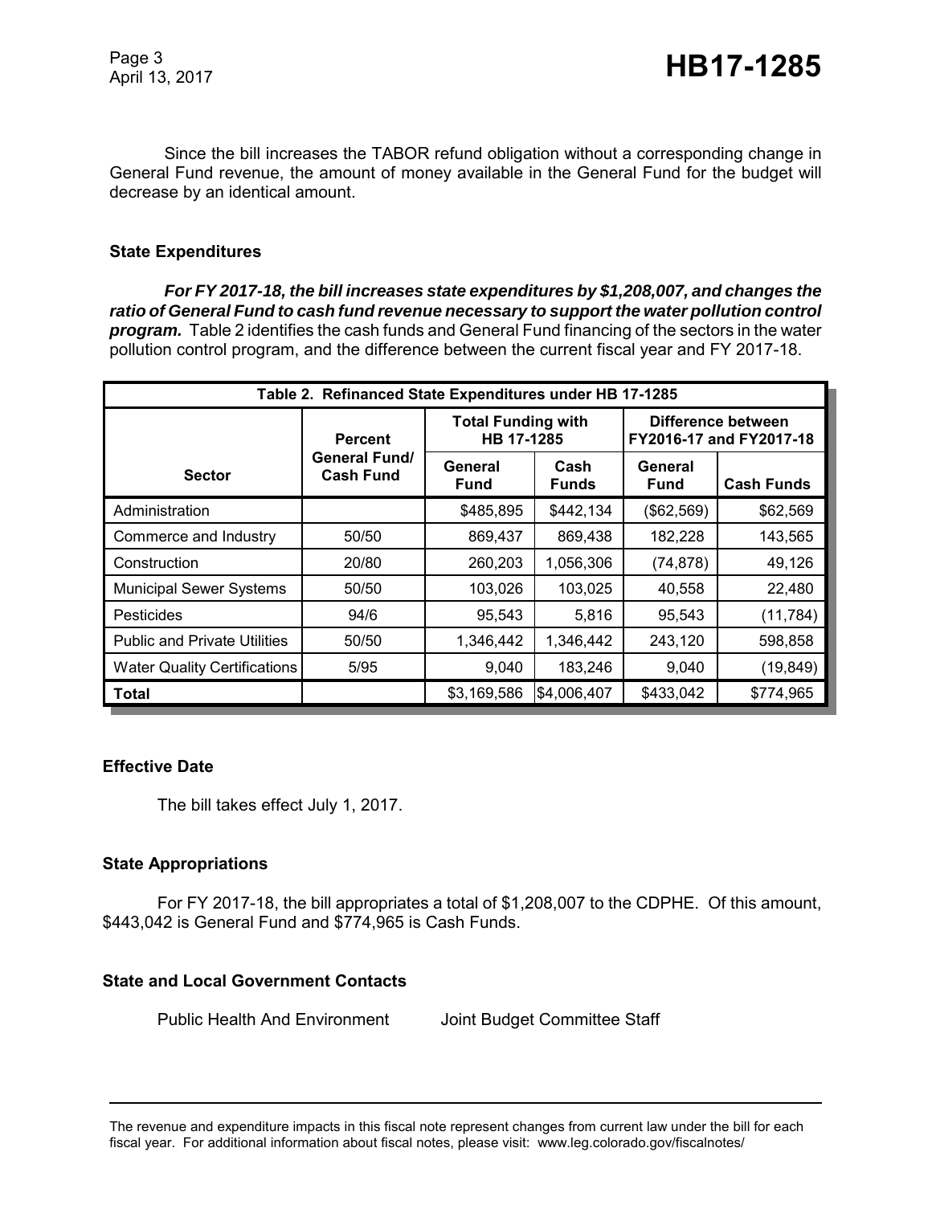Since the bill increases the TABOR refund obligation without a corresponding change in General Fund revenue, the amount of money available in the General Fund for the budget will decrease by an identical amount.

### State Expenditures

***For FY 2017-18, the bill increases state expenditures by $1,208,007, and changes the ratio of General Fund to cash fund revenue necessary to support the water pollution control program.*** Table 2 identifies the cash funds and General Fund financing of the sectors in the water pollution control program, and the difference between the current fiscal year and FY 2017-18.

| Table 2. Refinanced State Expenditures under HB 17-1285 | | | | | |
|---|---|---|---|---|---|
| | Percent | Total Funding with HB 17-1285 | | Difference between FY2016-17 and FY2017-18 | |
| Sector | General Fund/ Cash Fund | General Fund | Cash Funds | General Fund | Cash Funds |
| Administration | | $485,895 | $442,134 | ($62,569) | $62,569 |
| Commerce and Industry | 50/50 | 869,437 | 869,438 | 182,228 | 143,565 |
| Construction | 20/80 | 260,203 | 1,056,306 | (74,878) | 49,126 |
| Municipal Sewer Systems | 50/50 | 103,026 | 103,025 | 40,558 | 22,480 |
| Pesticides | 94/6 | 95,543 | 5,816 | 95,543 | (11,784) |
| Public and Private Utilities | 50/50 | 1,346,442 | 1,346,442 | 243,120 | 598,858 |
| Water Quality Certifications | 5/95 | 9,040 | 183,246 | 9,040 | (19,849) |
| **Total** | | $3,169,586 | $4,006,407 | $433,042 | $774,965 |

### Effective Date

The bill takes effect July 1, 2017.

### State Appropriations

For FY 2017-18, the bill appropriates a total of $1,208,007 to the CDPHE. Of this amount, $443,042 is General Fund and $774,965 is Cash Funds.

### State and Local Government Contacts

Public Health And Environment     Joint Budget Committee Staff

The revenue and expenditure impacts in this fiscal note represent changes from current law under the bill for each fiscal year. For additional information about fiscal notes, please visit: www.leg.colorado.gov/fiscalnotes/